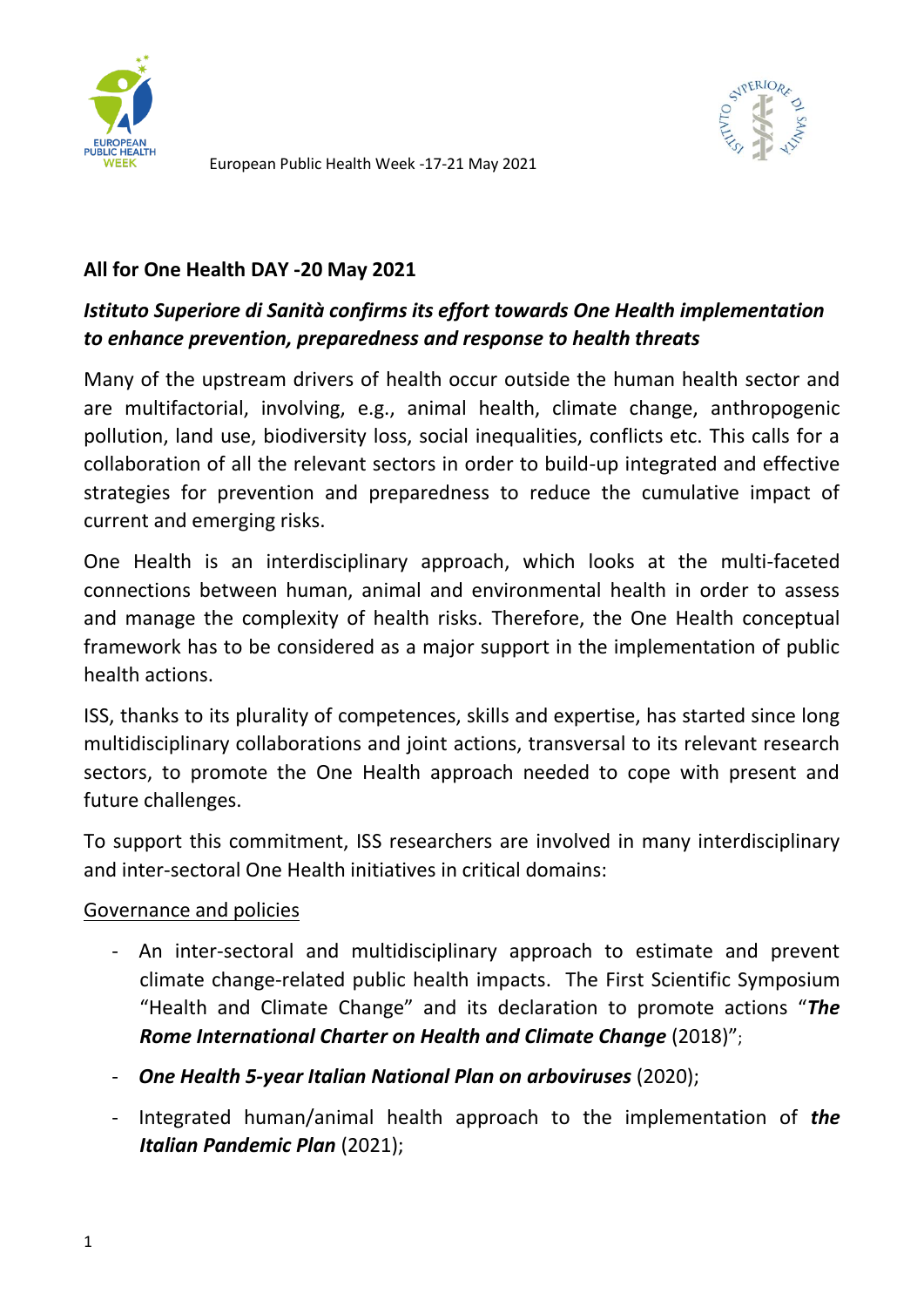European Public Health Week -17-21 May 2021

**All for One Health DAY -20 May 2021**

***Istituto Superiore di Sanità confirms its effort towards One Health implementation to enhance prevention, preparedness and response to health threats***

Many of the upstream drivers of health occur outside the human health sector and are multifactorial, involving, e.g., animal health, climate change, anthropogenic pollution, land use, biodiversity loss, social inequalities, conflicts etc. This calls for a collaboration of all the relevant sectors in order to build-up integrated and effective strategies for prevention and preparedness to reduce the cumulative impact of current and emerging risks.

One Health is an interdisciplinary approach, which looks at the multi-faceted connections between human, animal and environmental health in order to assess and manage the complexity of health risks. Therefore, the One Health conceptual framework has to be considered as a major support in the implementation of public health actions.

ISS, thanks to its plurality of competences, skills and expertise, has started since long multidisciplinary collaborations and joint actions, transversal to its relevant research sectors, to promote the One Health approach needed to cope with present and future challenges.

To support this commitment, ISS researchers are involved in many interdisciplinary and inter-sectoral One Health initiatives in critical domains:

<u>Governance and policies</u>

- An inter-sectoral and multidisciplinary approach to estimate and prevent climate change-related public health impacts. The First Scientific Symposium "Health and Climate Change" and its declaration to promote actions "***The Rome International Charter on Health and Climate Change*** (2018)";
- ***One Health 5-year Italian National Plan on arboviruses*** (2020);
- Integrated human/animal health approach to the implementation of ***the Italian Pandemic Plan*** (2021);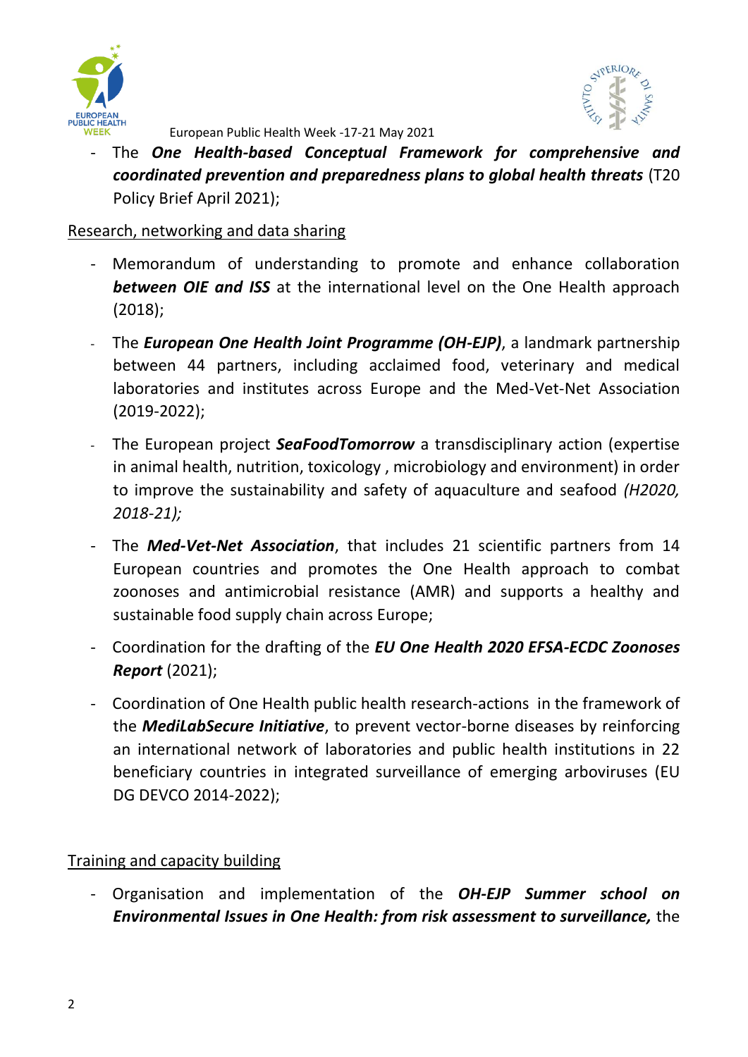- The ***One Health-based Conceptual Framework for comprehensive and coordinated prevention and preparedness plans to global health threats*** (T20 Policy Brief April 2021);

Research, networking and data sharing

- Memorandum of understanding to promote and enhance collaboration ***between OIE and ISS*** at the international level on the One Health approach (2018);
- The ***European One Health Joint Programme (OH-EJP)***, a landmark partnership between 44 partners, including acclaimed food, veterinary and medical laboratories and institutes across Europe and the Med-Vet-Net Association (2019-2022);
- The European project ***SeaFoodTomorrow*** a transdisciplinary action (expertise in animal health, nutrition, toxicology , microbiology and environment) in order to improve the sustainability and safety of aquaculture and seafood *(H2020, 2018-21);*
- The ***Med-Vet-Net Association***, that includes 21 scientific partners from 14 European countries and promotes the One Health approach to combat zoonoses and antimicrobial resistance (AMR) and supports a healthy and sustainable food supply chain across Europe;
- Coordination for the drafting of the ***EU One Health 2020 EFSA-ECDC Zoonoses Report*** (2021);
- Coordination of One Health public health research-actions in the framework of the ***MediLabSecure Initiative***, to prevent vector-borne diseases by reinforcing an international network of laboratories and public health institutions in 22 beneficiary countries in integrated surveillance of emerging arboviruses (EU DG DEVCO 2014-2022);

Training and capacity building

- Organisation and implementation of the ***OH-EJP Summer school on Environmental Issues in One Health: from risk assessment to surveillance,*** the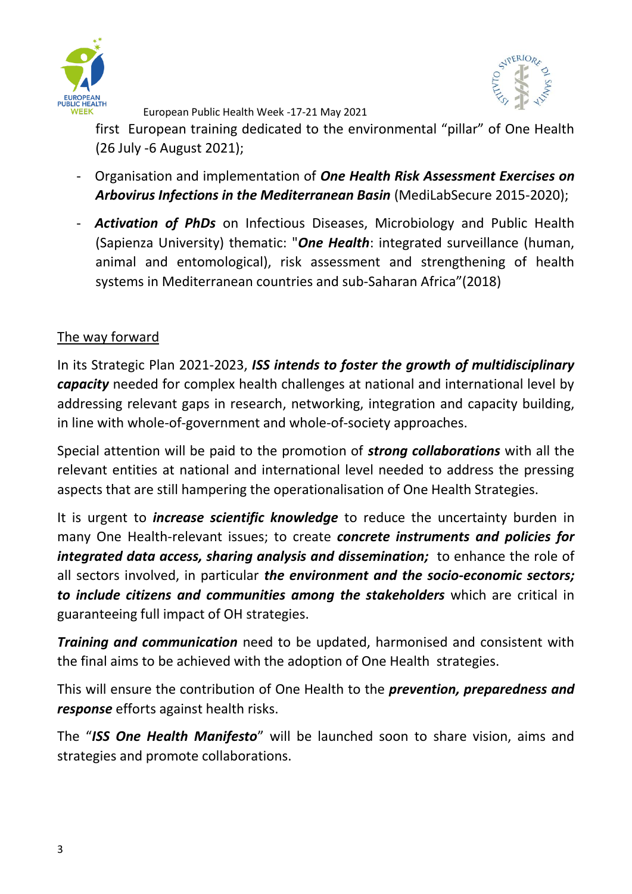first European training dedicated to the environmental "pillar" of One Health (26 July -6 August 2021);

- Organisation and implementation of ***One Health Risk Assessment Exercises on Arbovirus Infections in the Mediterranean Basin*** (MediLabSecure 2015-2020);
- ***Activation of PhDs*** on Infectious Diseases, Microbiology and Public Health (Sapienza University) thematic: "***One Health***: integrated surveillance (human, animal and entomological), risk assessment and strengthening of health systems in Mediterranean countries and sub-Saharan Africa"(2018)

<u>The way forward</u>

In its Strategic Plan 2021-2023, ***ISS intends to foster the growth of multidisciplinary capacity*** needed for complex health challenges at national and international level by addressing relevant gaps in research, networking, integration and capacity building, in line with whole-of-government and whole-of-society approaches.

Special attention will be paid to the promotion of ***strong collaborations*** with all the relevant entities at national and international level needed to address the pressing aspects that are still hampering the operationalisation of One Health Strategies.

It is urgent to ***increase scientific knowledge*** to reduce the uncertainty burden in many One Health-relevant issues; to create ***concrete instruments and policies for integrated data access, sharing analysis and dissemination;*** to enhance the role of all sectors involved, in particular ***the environment and the socio-economic sectors; to include citizens and communities among the stakeholders*** which are critical in guaranteeing full impact of OH strategies.

***Training and communication*** need to be updated, harmonised and consistent with the final aims to be achieved with the adoption of One Health strategies.

This will ensure the contribution of One Health to the ***prevention, preparedness and response*** efforts against health risks.

The "***ISS One Health Manifesto***" will be launched soon to share vision, aims and strategies and promote collaborations.